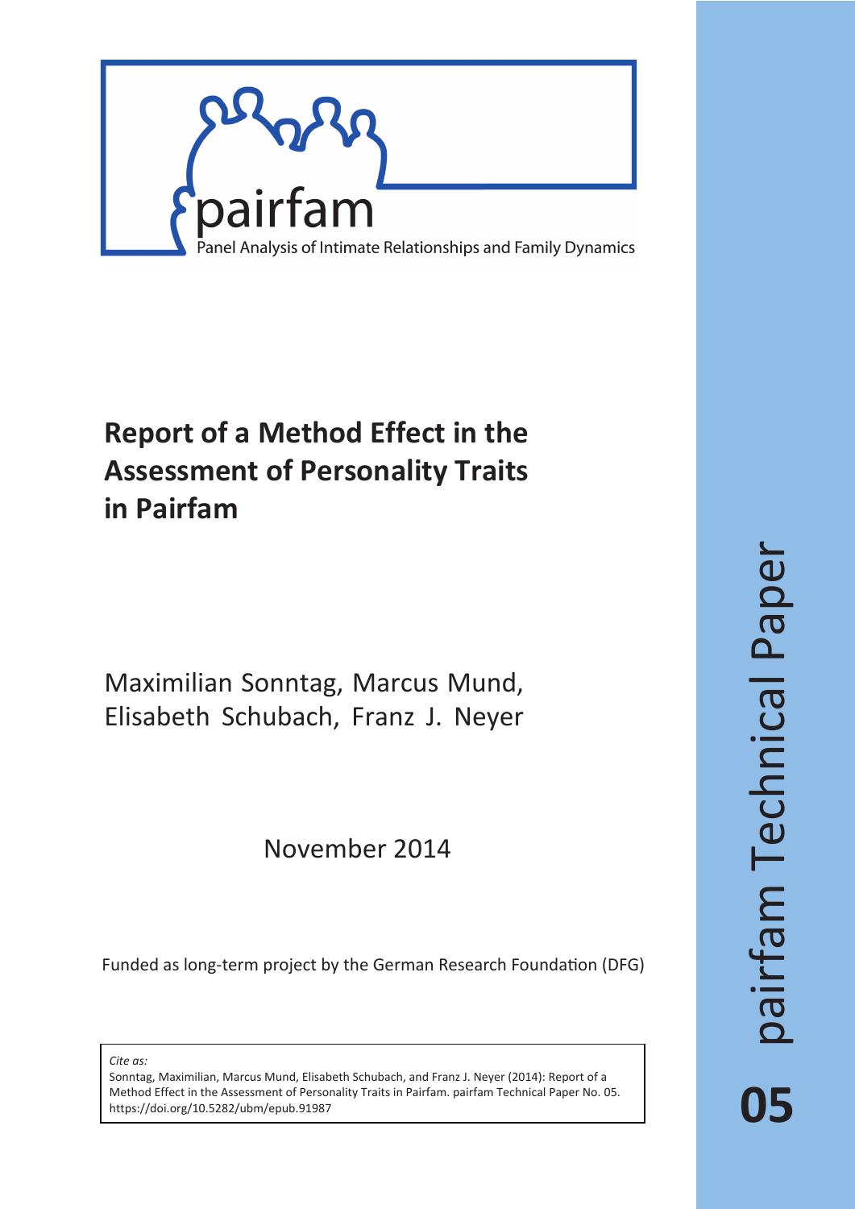pairfam

Panel Analysis of Intimate Relationships and Family Dynamics

# Report of a Method Effect in the Assessment of Personality Traits in Pairfam

Maximilian Sonntag, Marcus Mund, Elisabeth Schubach, Franz J. Neyer

November 2014

Funded as long-term project by the German Research Foundation (DFG)

*Cite as:*

Sonntag, Maximilian, Marcus Mund, Elisabeth Schubach, and Franz J. Neyer (2014): Report of a Method Effect in the Assessment of Personality Traits in Pairfam. pairfam Technical Paper No. 05. https://doi.org/10.5282/ubm/epub.91987

pairfam Technical Paper

05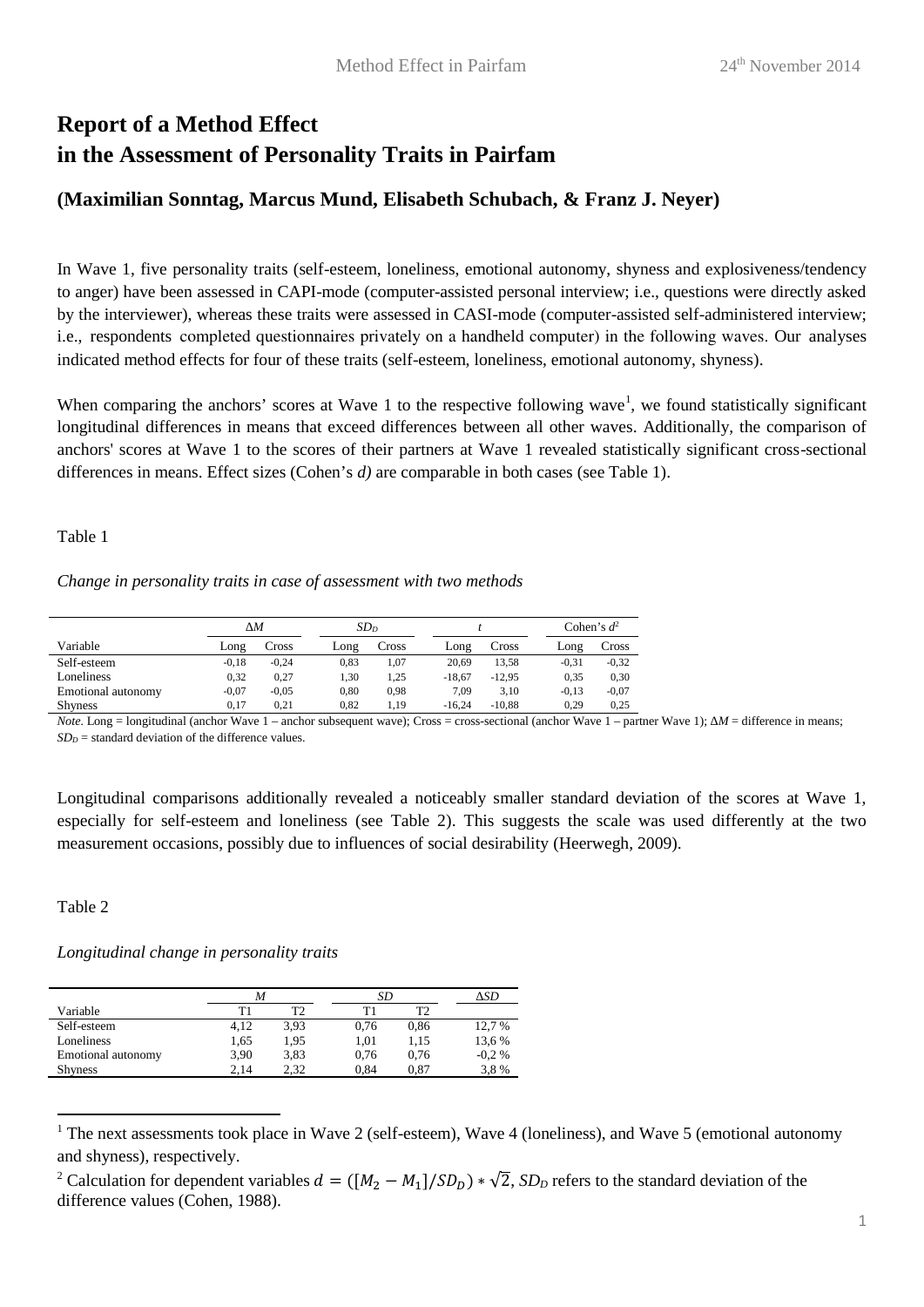# Report of a Method Effect in the Assessment of Personality Traits in Pairfam

## (Maximilian Sonntag, Marcus Mund, Elisabeth Schubach, & Franz J. Neyer)

In Wave 1, five personality traits (self-esteem, loneliness, emotional autonomy, shyness and explosiveness/tendency to anger) have been assessed in CAPI-mode (computer-assisted personal interview; i.e., questions were directly asked by the interviewer), whereas these traits were assessed in CASI-mode (computer-assisted self-administered interview; i.e., respondents completed questionnaires privately on a handheld computer) in the following waves. Our analyses indicated method effects for four of these traits (self-esteem, loneliness, emotional autonomy, shyness).

When comparing the anchors' scores at Wave 1 to the respective following wave[1], we found statistically significant longitudinal differences in means that exceed differences between all other waves. Additionally, the comparison of anchors' scores at Wave 1 to the scores of their partners at Wave 1 revealed statistically significant cross-sectional differences in means. Effect sizes (Cohen's *d)* are comparable in both cases (see Table 1).

Table 1

*Change in personality traits in case of assessment with two methods*

| | $\Delta M$ | | $SD_D$ | | $t$ | | Cohen's $d$[2] | |
|---|---|---|---|---|---|---|---|---|
| Variable | Long | Cross | Long | Cross | Long | Cross | Long | Cross |
| Self-esteem | -0,18 | -0,24 | 0,83 | 1,07 | 20,69 | 13,58 | -0,31 | -0,32 |
| Loneliness | 0,32 | 0,27 | 1,30 | 1,25 | -18,67 | -12,95 | 0,35 | 0,30 |
| Emotional autonomy | -0,07 | -0,05 | 0,80 | 0,98 | 7,09 | 3,10 | -0,13 | -0,07 |
| Shyness | 0,17 | 0,21 | 0,82 | 1,19 | -16,24 | -10,88 | 0,29 | 0,25 |

*Note*. Long = longitudinal (anchor Wave 1 – anchor subsequent wave); Cross = cross-sectional (anchor Wave 1 – partner Wave 1); $\Delta M$ = difference in means; $SD_D$ = standard deviation of the difference values.

Longitudinal comparisons additionally revealed a noticeably smaller standard deviation of the scores at Wave 1, especially for self-esteem and loneliness (see Table 2). This suggests the scale was used differently at the two measurement occasions, possibly due to influences of social desirability (Heerwegh, 2009).

Table 2

*Longitudinal change in personality traits*

| | $M$ | | $SD$ | | $\Delta SD$ |
|---|---|---|---|---|---|
| Variable | T1 | T2 | T1 | T2 | |
| Self-esteem | 4,12 | 3,93 | 0,76 | 0,86 | 12,7 % |
| Loneliness | 1,65 | 1,95 | 1,01 | 1,15 | 13,6 % |
| Emotional autonomy | 3,90 | 3,83 | 0,76 | 0,76 | -0,2 % |
| Shyness | 2,14 | 2,32 | 0,84 | 0,87 | 3,8 % |

[1] The next assessments took place in Wave 2 (self-esteem), Wave 4 (loneliness), and Wave 5 (emotional autonomy and shyness), respectively.

[2] Calculation for dependent variables $d = ([M_2 - M_1]/SD_D) * \sqrt{2}$, $SD_D$ refers to the standard deviation of the difference values (Cohen, 1988).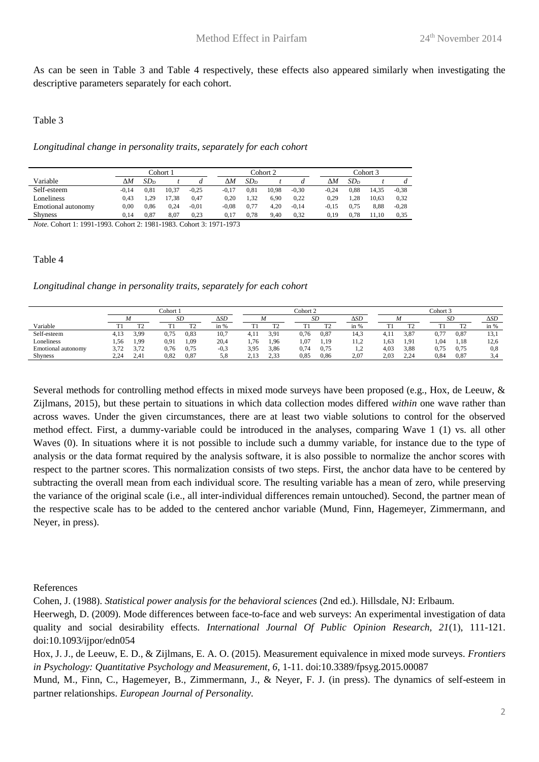As can be seen in Table 3 and Table 4 respectively, these effects also appeared similarly when investigating the descriptive parameters separately for each cohort.

Table 3

*Longitudinal change in personality traits, separately for each cohort*

| | Cohort 1 | | | | Cohort 2 | | | | Cohort 3 | | | |
|---|---|---|---|---|---|---|---|---|---|---|---|---|
| Variable | $\Delta M$ | $SD_D$ | $t$ | $d$ | $\Delta M$ | $SD_D$ | $t$ | $d$ | $\Delta M$ | $SD_D$ | $t$ | $d$ |
| Self-esteem | -0,14 | 0,81 | 10,37 | -0,25 | -0,17 | 0,81 | 10,98 | -0,30 | -0,24 | 0,88 | 14,35 | -0,38 |
| Loneliness | 0,43 | 1,29 | 17,38 | 0,47 | 0,20 | 1,32 | 6,90 | 0,22 | 0,29 | 1,28 | 10,63 | 0,32 |
| Emotional autonomy | 0,00 | 0,86 | 0,24 | -0,01 | -0,08 | 0,77 | 4,20 | -0,14 | -0,15 | 0,75 | 8,88 | -0,28 |
| Shyness | 0,14 | 0,87 | 8,07 | 0,23 | 0,17 | 0,78 | 9,40 | 0,32 | 0,19 | 0,78 | 11,10 | 0,35 |

*Note*. Cohort 1: 1991-1993. Cohort 2: 1981-1983. Cohort 3: 1971-1973

Table 4

*Longitudinal change in personality traits, separately for each cohort*

| | Cohort 1 | | | | | Cohort 2 | | | | | Cohort 3 | | | | |
|---|---|---|---|---|---|---|---|---|---|---|---|---|---|---|---|
| | $M$ | | $SD$ | | $\Delta SD$ | $M$ | | $SD$ | | $\Delta SD$ | $M$ | | $SD$ | | $\Delta SD$ |
| Variable | T1 | T2 | T1 | T2 | in % | T1 | T2 | T1 | T2 | in % | T1 | T2 | T1 | T2 | in % |
| Self-esteem | 4,13 | 3,99 | 0,75 | 0,83 | 10,7 | 4,11 | 3,91 | 0,76 | 0,87 | 14,3 | 4,11 | 3,87 | 0,77 | 0,87 | 13,1 |
| Loneliness | 1,56 | 1,99 | 0,91 | 1,09 | 20,4 | 1,76 | 1,96 | 1,07 | 1,19 | 11,2 | 1,63 | 1,91 | 1,04 | 1,18 | 12,6 |
| Emotional autonomy | 3,72 | 3,72 | 0,76 | 0,75 | -0,3 | 3,95 | 3,86 | 0,74 | 0,75 | 1,2 | 4,03 | 3,88 | 0,75 | 0,75 | 0,8 |
| Shyness | 2,24 | 2,41 | 0,82 | 0,87 | 5,8 | 2,13 | 2,33 | 0,85 | 0,86 | 2,07 | 2,03 | 2,24 | 0,84 | 0,87 | 3,4 |

Several methods for controlling method effects in mixed mode surveys have been proposed (e.g., Hox, de Leeuw, & Zijlmans, 2015), but these pertain to situations in which data collection modes differed *within* one wave rather than across waves. Under the given circumstances, there are at least two viable solutions to control for the observed method effect. First, a dummy-variable could be introduced in the analyses, comparing Wave 1 (1) vs. all other Waves (0). In situations where it is not possible to include such a dummy variable, for instance due to the type of analysis or the data format required by the analysis software, it is also possible to normalize the anchor scores with respect to the partner scores. This normalization consists of two steps. First, the anchor data have to be centered by subtracting the overall mean from each individual score. The resulting variable has a mean of zero, while preserving the variance of the original scale (i.e., all inter-individual differences remain untouched). Second, the partner mean of the respective scale has to be added to the centered anchor variable (Mund, Finn, Hagemeyer, Zimmermann, and Neyer, in press).

References

Cohen, J. (1988). *Statistical power analysis for the behavioral sciences* (2nd ed.). Hillsdale, NJ: Erlbaum.

Heerwegh, D. (2009). Mode differences between face-to-face and web surveys: An experimental investigation of data quality and social desirability effects. *International Journal Of Public Opinion Research, 21*(1), 111-121. doi:10.1093/ijpor/edn054

Hox, J. J., de Leeuw, E. D., & Zijlmans, E. A. O. (2015). Measurement equivalence in mixed mode surveys. *Frontiers in Psychology: Quantitative Psychology and Measurement, 6*, 1-11. doi:10.3389/fpsyg.2015.00087

Mund, M., Finn, C., Hagemeyer, B., Zimmermann, J., & Neyer, F. J. (in press). The dynamics of self-esteem in partner relationships. *European Journal of Personality.*